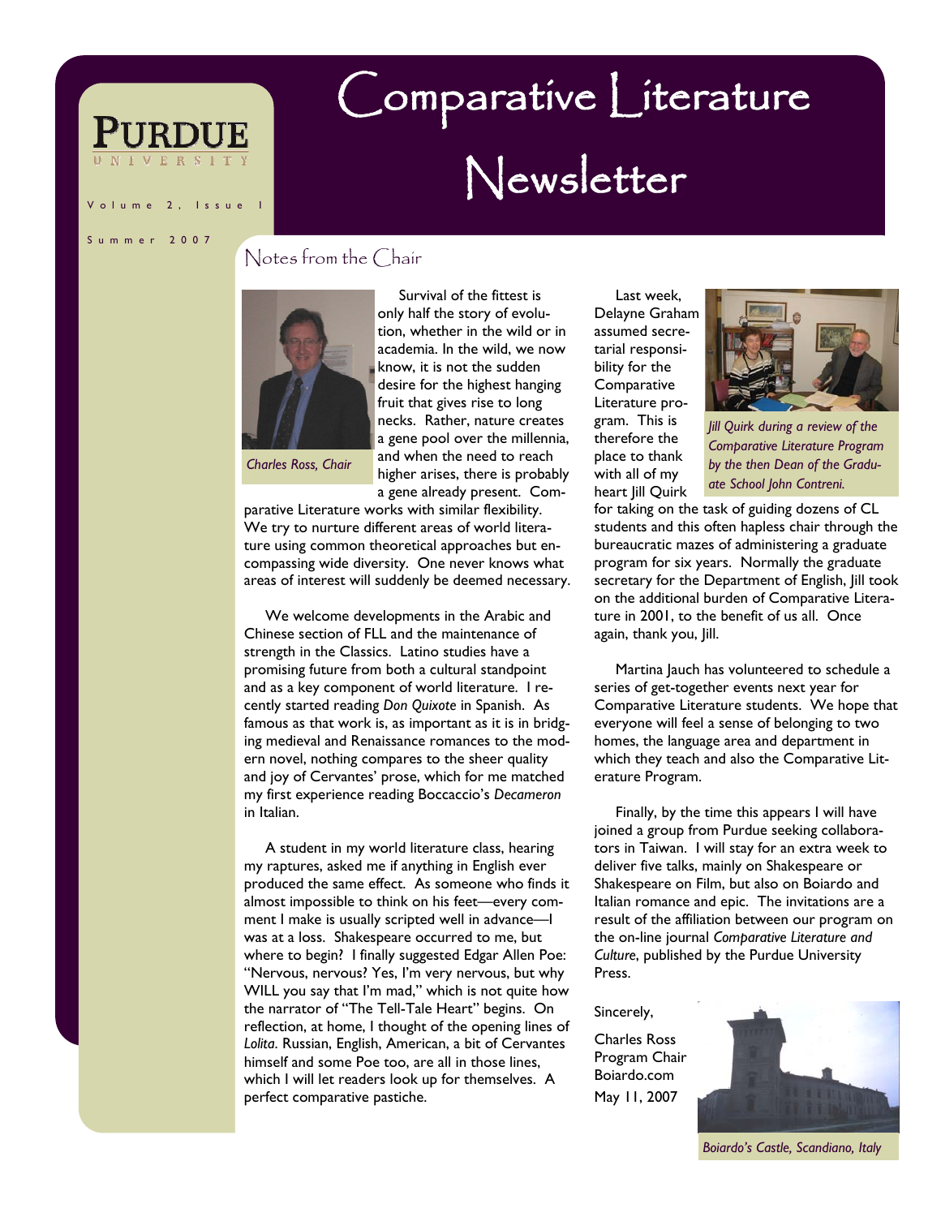PURDUE UNIVERSITY

# Comparative Literature Newsletter

Volume 2, Issue 1

Summer 2007

## Notes from the Chair

*Charles Ross, Chair*

Survival of the fittest is only half the story of evolution, whether in the wild or in academia. In the wild, we now know, it is not the sudden desire for the highest hanging fruit that gives rise to long necks. Rather, nature creates a gene pool over the millennia, and when the need to reach higher arises, there is probably a gene already present. Comparative Literature works with similar flexibility. We try to nurture different areas of world literature using common theoretical approaches but encompassing wide diversity. One never knows what areas of interest will suddenly be deemed necessary.

We welcome developments in the Arabic and Chinese section of FLL and the maintenance of strength in the Classics. Latino studies have a promising future from both a cultural standpoint and as a key component of world literature. I recently started reading *Don Quixote* in Spanish. As famous as that work is, as important as it is in bridging medieval and Renaissance romances to the modern novel, nothing compares to the sheer quality and joy of Cervantes' prose, which for me matched my first experience reading Boccaccio's *Decameron* in Italian.

A student in my world literature class, hearing my raptures, asked me if anything in English ever produced the same effect. As someone who finds it almost impossible to think on his feet—every comment I make is usually scripted well in advance—I was at a loss. Shakespeare occurred to me, but where to begin? I finally suggested Edgar Allen Poe: "Nervous, nervous? Yes, I'm very nervous, but why WILL you say that I'm mad," which is not quite how the narrator of "The Tell-Tale Heart" begins. On reflection, at home, I thought of the opening lines of *Lolita*. Russian, English, American, a bit of Cervantes himself and some Poe too, are all in those lines, which I will let readers look up for themselves. A perfect comparative pastiche.

Last week, Delayne Graham assumed secretarial responsibility for the Comparative Literature program. This is therefore the place to thank with all of my heart Jill Quirk for taking on the task of guiding dozens of CL students and this often hapless chair through the bureaucratic mazes of administering a graduate program for six years. Normally the graduate secretary for the Department of English, Jill took on the additional burden of Comparative Literature in 2001, to the benefit of us all. Once again, thank you, Jill.

*Jill Quirk during a review of the Comparative Literature Program by the then Dean of the Graduate School John Contreni.*

Martina Jauch has volunteered to schedule a series of get-together events next year for Comparative Literature students. We hope that everyone will feel a sense of belonging to two homes, the language area and department in which they teach and also the Comparative Literature Program.

Finally, by the time this appears I will have joined a group from Purdue seeking collaborators in Taiwan. I will stay for an extra week to deliver five talks, mainly on Shakespeare or Shakespeare on Film, but also on Boiardo and Italian romance and epic. The invitations are a result of the affiliation between our program on the on-line journal *Comparative Literature and Culture*, published by the Purdue University Press.

Sincerely,

Charles Ross
Program Chair
Boiardo.com
May 11, 2007

*Boiardo's Castle, Scandiano, Italy*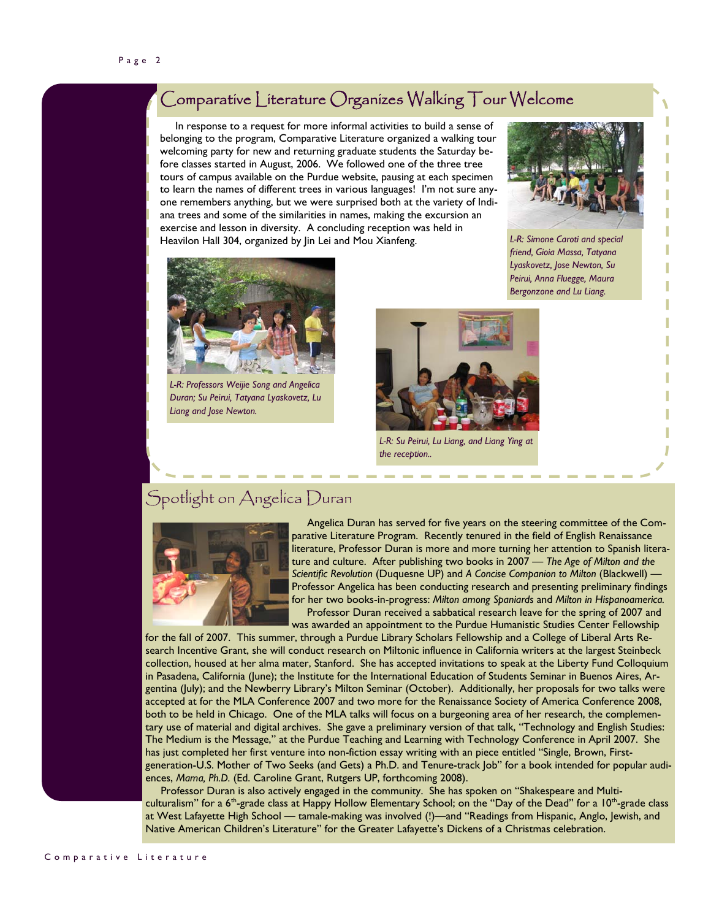## Comparative Literature Organizes Walking Tour Welcome

In response to a request for more informal activities to build a sense of belonging to the program, Comparative Literature organized a walking tour welcoming party for new and returning graduate students the Saturday before classes started in August, 2006. We followed one of the three tree tours of campus available on the Purdue website, pausing at each specimen to learn the names of different trees in various languages! I'm not sure anyone remembers anything, but we were surprised both at the variety of Indiana trees and some of the similarities in names, making the excursion an exercise and lesson in diversity. A concluding reception was held in Heavilon Hall 304, organized by Jin Lei and Mou Xianfeng.

*L-R: Simone Caroti and special friend, Gioia Massa, Tatyana Lyaskovetz, Jose Newton, Su Peirui, Anna Fluegge, Maura Bergonzone and Lu Liang.*

*L-R: Professors Weijie Song and Angelica Duran; Su Peirui, Tatyana Lyaskovetz, Lu Liang and Jose Newton.*

*L-R: Su Peirui, Lu Liang, and Liang Ying at the reception..*

## Spotlight on Angelica Duran

Angelica Duran has served for five years on the steering committee of the Comparative Literature Program. Recently tenured in the field of English Renaissance literature, Professor Duran is more and more turning her attention to Spanish literature and culture. After publishing two books in 2007 — *The Age of Milton and the Scientific Revolution* (Duquesne UP) and *A Concise Companion to Milton* (Blackwell) — Professor Angelica has been conducting research and presenting preliminary findings for her two books-in-progress: *Milton among Spaniards* and *Milton in Hispanoamerica.*

Professor Duran received a sabbatical research leave for the spring of 2007 and was awarded an appointment to the Purdue Humanistic Studies Center Fellowship for the fall of 2007. This summer, through a Purdue Library Scholars Fellowship and a College of Liberal Arts Research Incentive Grant, she will conduct research on Miltonic influence in California writers at the largest Steinbeck collection, housed at her alma mater, Stanford. She has accepted invitations to speak at the Liberty Fund Colloquium in Pasadena, California (June); the Institute for the International Education of Students Seminar in Buenos Aires, Argentina (July); and the Newberry Library's Milton Seminar (October). Additionally, her proposals for two talks were accepted at for the MLA Conference 2007 and two more for the Renaissance Society of America Conference 2008, both to be held in Chicago. One of the MLA talks will focus on a burgeoning area of her research, the complementary use of material and digital archives. She gave a preliminary version of that talk, "Technology and English Studies: The Medium is the Message," at the Purdue Teaching and Learning with Technology Conference in April 2007. She has just completed her first venture into non-fiction essay writing with an piece entitled "Single, Brown, First-generation-U.S. Mother of Two Seeks (and Gets) a Ph.D. and Tenure-track Job" for a book intended for popular audiences, *Mama, Ph.D.* (Ed. Caroline Grant, Rutgers UP, forthcoming 2008).

Professor Duran is also actively engaged in the community. She has spoken on "Shakespeare and Multiculturalism" for a 6th-grade class at Happy Hollow Elementary School; on the "Day of the Dead" for a 10th-grade class at West Lafayette High School — tamale-making was involved (!)—and "Readings from Hispanic, Anglo, Jewish, and Native American Children's Literature" for the Greater Lafayette's Dickens of a Christmas celebration.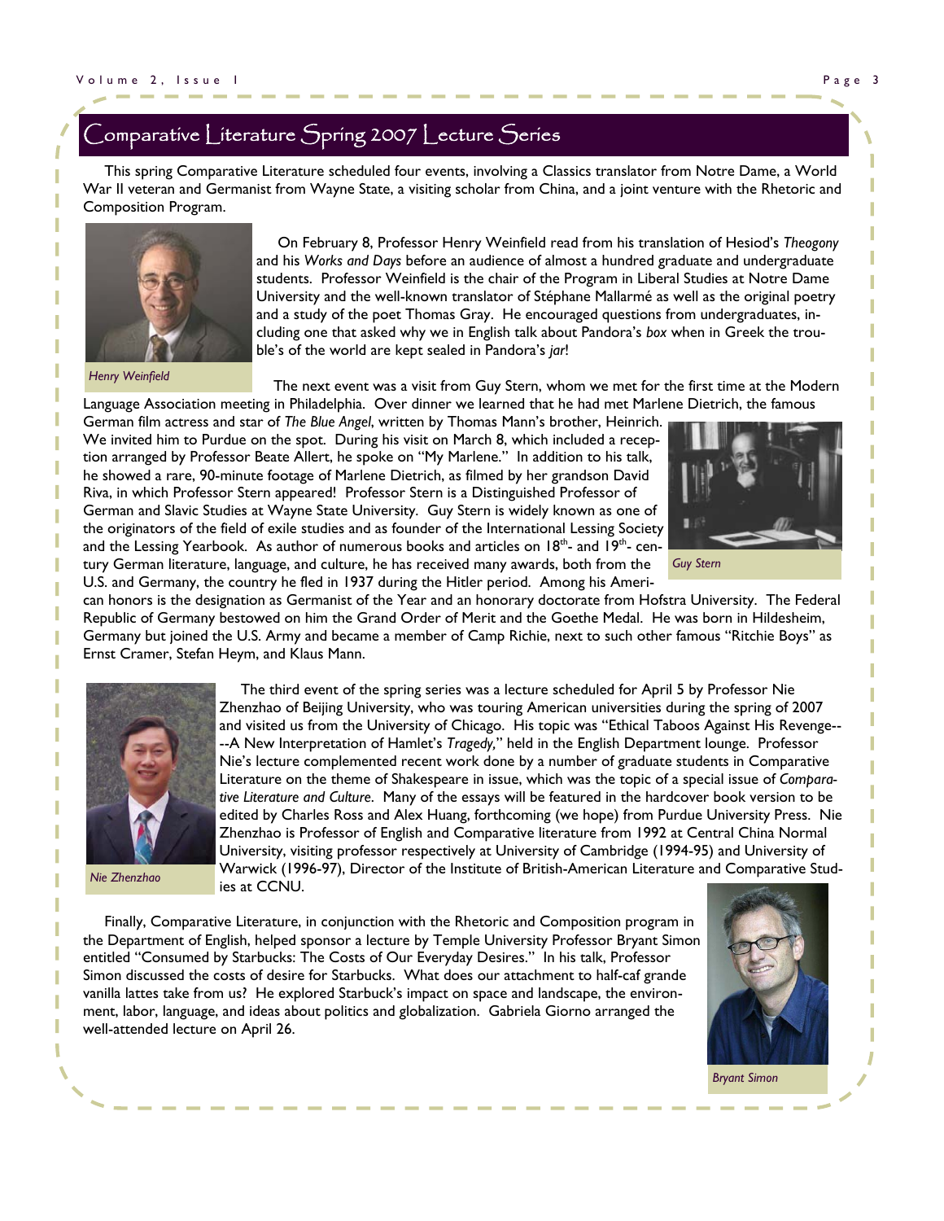## Comparative Literature Spring 2007 Lecture Series

This spring Comparative Literature scheduled four events, involving a Classics translator from Notre Dame, a World War II veteran and Germanist from Wayne State, a visiting scholar from China, and a joint venture with the Rhetoric and Composition Program.

*Henry Weinfield*

On February 8, Professor Henry Weinfield read from his translation of Hesiod's *Theogony* and his *Works and Days* before an audience of almost a hundred graduate and undergraduate students. Professor Weinfield is the chair of the Program in Liberal Studies at Notre Dame University and the well-known translator of Stéphane Mallarmé as well as the original poetry and a study of the poet Thomas Gray. He encouraged questions from undergraduates, including one that asked why we in English talk about Pandora's *box* when in Greek the trouble's of the world are kept sealed in Pandora's *jar*!

The next event was a visit from Guy Stern, whom we met for the first time at the Modern Language Association meeting in Philadelphia. Over dinner we learned that he had met Marlene Dietrich, the famous German film actress and star of *The Blue Angel*, written by Thomas Mann's brother, Heinrich. We invited him to Purdue on the spot. During his visit on March 8, which included a reception arranged by Professor Beate Allert, he spoke on "My Marlene." In addition to his talk, he showed a rare, 90-minute footage of Marlene Dietrich, as filmed by her grandson David Riva, in which Professor Stern appeared! Professor Stern is a Distinguished Professor of German and Slavic Studies at Wayne State University. Guy Stern is widely known as one of the originators of the field of exile studies and as founder of the International Lessing Society and the Lessing Yearbook. As author of numerous books and articles on 18th- and 19th- century German literature, language, and culture, he has received many awards, both from the U.S. and Germany, the country he fled in 1937 during the Hitler period. Among his American honors is the designation as Germanist of the Year and an honorary doctorate from Hofstra University. The Federal Republic of Germany bestowed on him the Grand Order of Merit and the Goethe Medal. He was born in Hildesheim, Germany but joined the U.S. Army and became a member of Camp Richie, next to such other famous "Ritchie Boys" as Ernst Cramer, Stefan Heym, and Klaus Mann.

*Guy Stern*

*Nie Zhenzhao*

The third event of the spring series was a lecture scheduled for April 5 by Professor Nie Zhenzhao of Beijing University, who was touring American universities during the spring of 2007 and visited us from the University of Chicago. His topic was "Ethical Taboos Against His Revenge----A New Interpretation of Hamlet's *Tragedy,*" held in the English Department lounge. Professor Nie's lecture complemented recent work done by a number of graduate students in Comparative Literature on the theme of Shakespeare in issue, which was the topic of a special issue of *Comparative Literature and Culture*. Many of the essays will be featured in the hardcover book version to be edited by Charles Ross and Alex Huang, forthcoming (we hope) from Purdue University Press. Nie Zhenzhao is Professor of English and Comparative literature from 1992 at Central China Normal University, visiting professor respectively at University of Cambridge (1994-95) and University of Warwick (1996-97), Director of the Institute of British-American Literature and Comparative Studies at CCNU.

Finally, Comparative Literature, in conjunction with the Rhetoric and Composition program in the Department of English, helped sponsor a lecture by Temple University Professor Bryant Simon entitled "Consumed by Starbucks: The Costs of Our Everyday Desires." In his talk, Professor Simon discussed the costs of desire for Starbucks. What does our attachment to half-caf grande vanilla lattes take from us? He explored Starbuck's impact on space and landscape, the environment, labor, language, and ideas about politics and globalization. Gabriela Giorno arranged the well-attended lecture on April 26.

*Bryant Simon*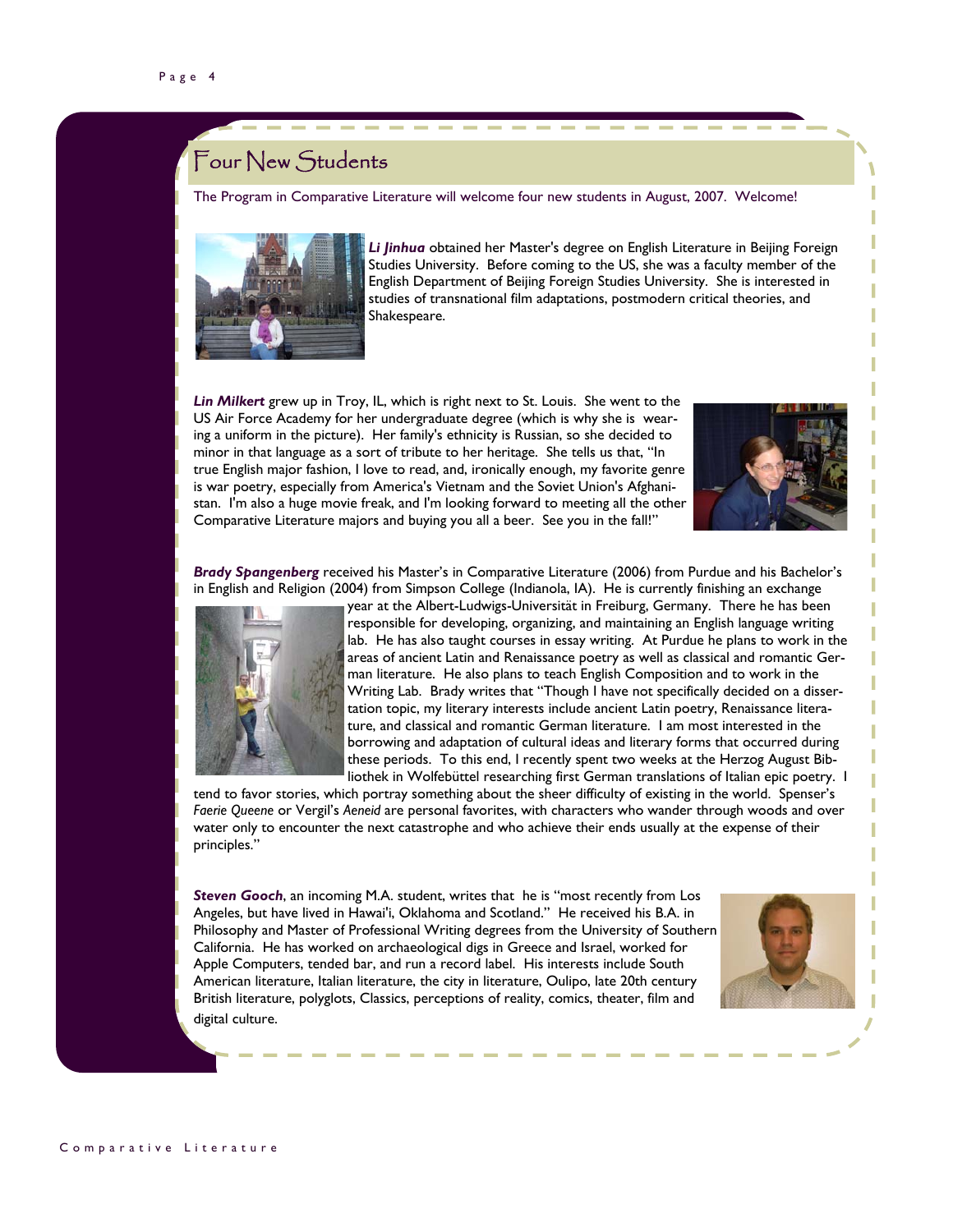# Four New Students

The Program in Comparative Literature will welcome four new students in August, 2007. Welcome!

***Li Jinhua*** obtained her Master's degree on English Literature in Beijing Foreign Studies University. Before coming to the US, she was a faculty member of the English Department of Beijing Foreign Studies University. She is interested in studies of transnational film adaptations, postmodern critical theories, and Shakespeare.

***Lin Milkert*** grew up in Troy, IL, which is right next to St. Louis. She went to the US Air Force Academy for her undergraduate degree (which is why she is wearing a uniform in the picture). Her family's ethnicity is Russian, so she decided to minor in that language as a sort of tribute to her heritage. She tells us that, "In true English major fashion, I love to read, and, ironically enough, my favorite genre is war poetry, especially from America's Vietnam and the Soviet Union's Afghanistan. I'm also a huge movie freak, and I'm looking forward to meeting all the other Comparative Literature majors and buying you all a beer. See you in the fall!"

***Brady Spangenberg*** received his Master's in Comparative Literature (2006) from Purdue and his Bachelor's in English and Religion (2004) from Simpson College (Indianola, IA). He is currently finishing an exchange year at the Albert-Ludwigs-Universität in Freiburg, Germany. There he has been responsible for developing, organizing, and maintaining an English language writing lab. He has also taught courses in essay writing. At Purdue he plans to work in the areas of ancient Latin and Renaissance poetry as well as classical and romantic German literature. He also plans to teach English Composition and to work in the Writing Lab. Brady writes that "Though I have not specifically decided on a dissertation topic, my literary interests include ancient Latin poetry, Renaissance literature, and classical and romantic German literature. I am most interested in the borrowing and adaptation of cultural ideas and literary forms that occurred during these periods. To this end, I recently spent two weeks at the Herzog August Bibliothek in Wolfebüttel researching first German translations of Italian epic poetry. I tend to favor stories, which portray something about the sheer difficulty of existing in the world. Spenser's *Faerie Queene* or Vergil's *Aeneid* are personal favorites, with characters who wander through woods and over water only to encounter the next catastrophe and who achieve their ends usually at the expense of their principles."

***Steven Gooch***, an incoming M.A. student, writes that he is "most recently from Los Angeles, but have lived in Hawai'i, Oklahoma and Scotland." He received his B.A. in Philosophy and Master of Professional Writing degrees from the University of Southern California. He has worked on archaeological digs in Greece and Israel, worked for Apple Computers, tended bar, and run a record label. His interests include South American literature, Italian literature, the city in literature, Oulipo, late 20th century British literature, polyglots, Classics, perceptions of reality, comics, theater, film and digital culture.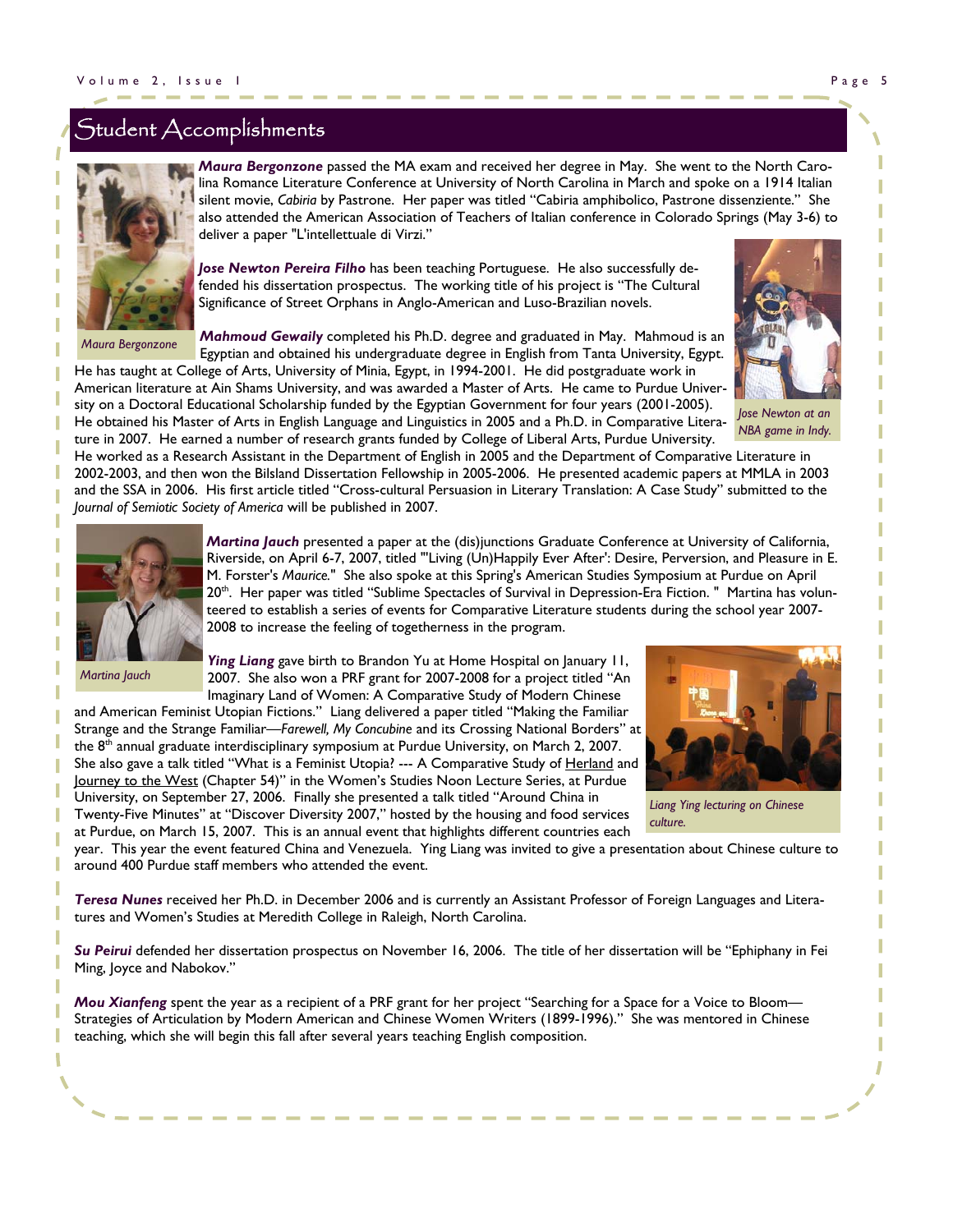# Student Accomplishments

Maura Bergonzone

***Maura Bergonzone*** passed the MA exam and received her degree in May. She went to the North Carolina Romance Literature Conference at University of North Carolina in March and spoke on a 1914 Italian silent movie, *Cabiria* by Pastrone. Her paper was titled "Cabiria amphibolico, Pastrone dissenziente." She also attended the American Association of Teachers of Italian conference in Colorado Springs (May 3-6) to deliver a paper "L'intellettuale di Virzi."

***Jose Newton Pereira Filho*** has been teaching Portuguese. He also successfully defended his dissertation prospectus. The working title of his project is "The Cultural Significance of Street Orphans in Anglo-American and Luso-Brazilian novels.

*Jose Newton at an NBA game in Indy.*

***Mahmoud Gewaily*** completed his Ph.D. degree and graduated in May. Mahmoud is an Egyptian and obtained his undergraduate degree in English from Tanta University, Egypt. He has taught at College of Arts, University of Minia, Egypt, in 1994-2001. He did postgraduate work in American literature at Ain Shams University, and was awarded a Master of Arts. He came to Purdue University on a Doctoral Educational Scholarship funded by the Egyptian Government for four years (2001-2005). He obtained his Master of Arts in English Language and Linguistics in 2005 and a Ph.D. in Comparative Literature in 2007. He earned a number of research grants funded by College of Liberal Arts, Purdue University. He worked as a Research Assistant in the Department of English in 2005 and the Department of Comparative Literature in 2002-2003, and then won the Bilsland Dissertation Fellowship in 2005-2006. He presented academic papers at MMLA in 2003 and the SSA in 2006. His first article titled "Cross-cultural Persuasion in Literary Translation: A Case Study" submitted to the *Journal of Semiotic Society of America* will be published in 2007.

Martina Jauch

***Martina Jauch*** presented a paper at the (dis)junctions Graduate Conference at University of California, Riverside, on April 6-7, 2007, titled "'Living (Un)Happily Ever After': Desire, Perversion, and Pleasure in E. M. Forster's *Maurice.*" She also spoke at this Spring's American Studies Symposium at Purdue on April 20th. Her paper was titled "Sublime Spectacles of Survival in Depression-Era Fiction. " Martina has volunteered to establish a series of events for Comparative Literature students during the school year 2007-2008 to increase the feeling of togetherness in the program.

***Ying Liang*** gave birth to Brandon Yu at Home Hospital on January 11, 2007. She also won a PRF grant for 2007-2008 for a project titled "An Imaginary Land of Women: A Comparative Study of Modern Chinese and American Feminist Utopian Fictions." Liang delivered a paper titled "Making the Familiar Strange and the Strange Familiar—*Farewell, My Concubine* and its Crossing National Borders" at the 8th annual graduate interdisciplinary symposium at Purdue University, on March 2, 2007. She also gave a talk titled "What is a Feminist Utopia? --- A Comparative Study of Herland and Journey to the West (Chapter 54)" in the Women's Studies Noon Lecture Series, at Purdue University, on September 27, 2006. Finally she presented a talk titled "Around China in Twenty-Five Minutes" at "Discover Diversity 2007," hosted by the housing and food services at Purdue, on March 15, 2007. This is an annual event that highlights different countries each year. This year the event featured China and Venezuela. Ying Liang was invited to give a presentation about Chinese culture to around 400 Purdue staff members who attended the event.

*Liang Ying lecturing on Chinese culture.*

***Teresa Nunes*** received her Ph.D. in December 2006 and is currently an Assistant Professor of Foreign Languages and Literatures and Women's Studies at Meredith College in Raleigh, North Carolina.

***Su Peirui*** defended her dissertation prospectus on November 16, 2006. The title of her dissertation will be "Ephiphany in Fei Ming, Joyce and Nabokov."

***Mou Xianfeng*** spent the year as a recipient of a PRF grant for her project "Searching for a Space for a Voice to Bloom—Strategies of Articulation by Modern American and Chinese Women Writers (1899-1996)." She was mentored in Chinese teaching, which she will begin this fall after several years teaching English composition.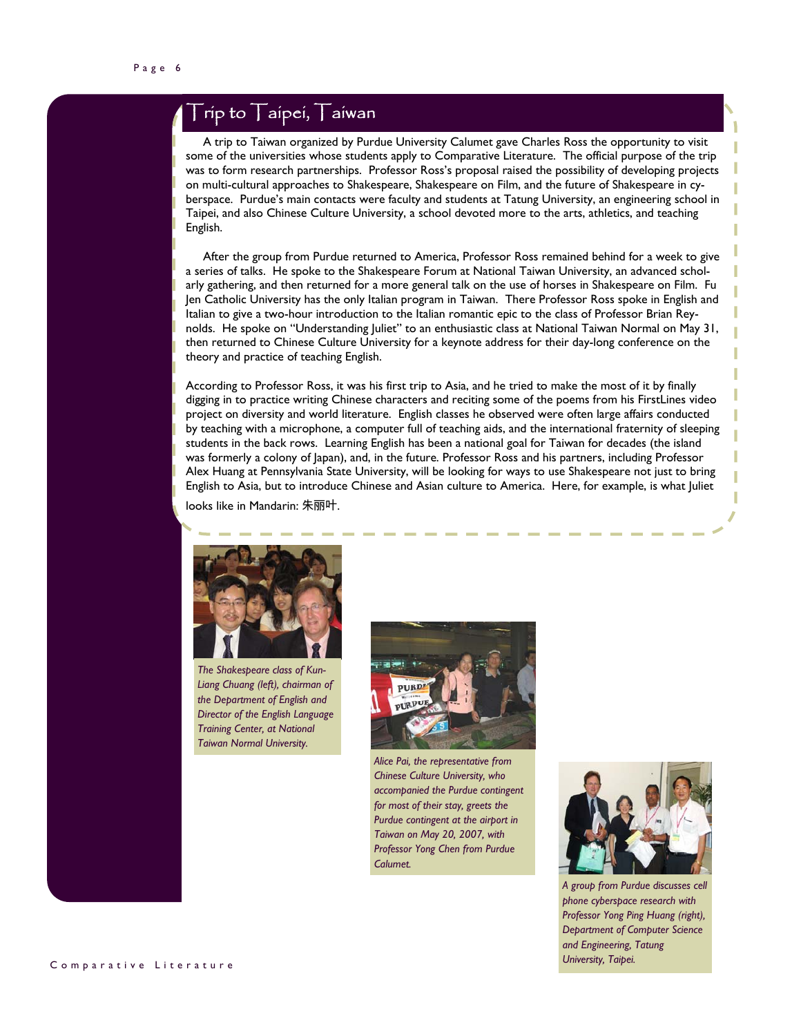# Trip to Taipei, Taiwan

A trip to Taiwan organized by Purdue University Calumet gave Charles Ross the opportunity to visit some of the universities whose students apply to Comparative Literature. The official purpose of the trip was to form research partnerships. Professor Ross's proposal raised the possibility of developing projects on multi-cultural approaches to Shakespeare, Shakespeare on Film, and the future of Shakespeare in cyberspace. Purdue's main contacts were faculty and students at Tatung University, an engineering school in Taipei, and also Chinese Culture University, a school devoted more to the arts, athletics, and teaching English.

After the group from Purdue returned to America, Professor Ross remained behind for a week to give a series of talks. He spoke to the Shakespeare Forum at National Taiwan University, an advanced scholarly gathering, and then returned for a more general talk on the use of horses in Shakespeare on Film. Fu Jen Catholic University has the only Italian program in Taiwan. There Professor Ross spoke in English and Italian to give a two-hour introduction to the Italian romantic epic to the class of Professor Brian Reynolds. He spoke on "Understanding Juliet" to an enthusiastic class at National Taiwan Normal on May 31, then returned to Chinese Culture University for a keynote address for their day-long conference on the theory and practice of teaching English.

According to Professor Ross, it was his first trip to Asia, and he tried to make the most of it by finally digging in to practice writing Chinese characters and reciting some of the poems from his FirstLines video project on diversity and world literature. English classes he observed were often large affairs conducted by teaching with a microphone, a computer full of teaching aids, and the international fraternity of sleeping students in the back rows. Learning English has been a national goal for Taiwan for decades (the island was formerly a colony of Japan), and, in the future. Professor Ross and his partners, including Professor Alex Huang at Pennsylvania State University, will be looking for ways to use Shakespeare not just to bring English to Asia, but to introduce Chinese and Asian culture to America. Here, for example, is what Juliet looks like in Mandarin: 朱丽叶.

*The Shakespeare class of Kun-Liang Chuang (left), chairman of the Department of English and Director of the English Language Training Center, at National Taiwan Normal University.*

*Alice Pai, the representative from Chinese Culture University, who accompanied the Purdue contingent for most of their stay, greets the Purdue contingent at the airport in Taiwan on May 20, 2007, with Professor Yong Chen from Purdue Calumet.*

*A group from Purdue discusses cell phone cyberspace research with Professor Yong Ping Huang (right), Department of Computer Science and Engineering, Tatung University, Taipei.*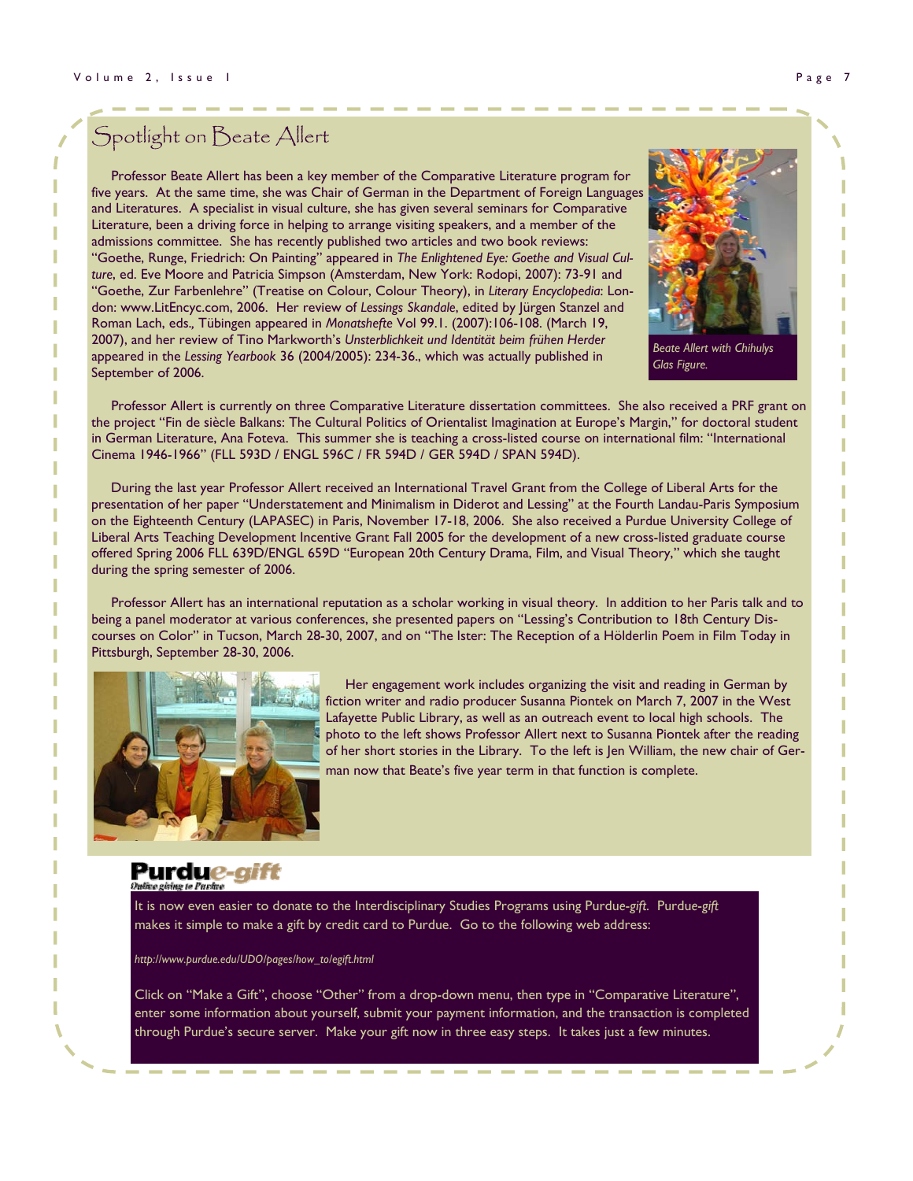## Spotlight on Beate Allert

Professor Beate Allert has been a key member of the Comparative Literature program for five years. At the same time, she was Chair of German in the Department of Foreign Languages and Literatures. A specialist in visual culture, she has given several seminars for Comparative Literature, been a driving force in helping to arrange visiting speakers, and a member of the admissions committee. She has recently published two articles and two book reviews: "Goethe, Runge, Friedrich: On Painting" appeared in *The Enlightened Eye: Goethe and Visual Culture*, ed. Eve Moore and Patricia Simpson (Amsterdam, New York: Rodopi, 2007): 73-91 and "Goethe, Zur Farbenlehre" (Treatise on Colour, Colour Theory), in *Literary Encyclopedia*: London: www.LitEncyc.com, 2006. Her review of *Lessings Skandale*, edited by Jürgen Stanzel and Roman Lach, eds., Tübingen appeared in *Monatshefte* Vol 99.1. (2007):106-108. (March 19, 2007), and her review of Tino Markworth's *Unsterblichkeit und Identität beim frühen Herder* appeared in the *Lessing Yearbook* 36 (2004/2005): 234-36., which was actually published in September of 2006.

*Beate Allert with Chihulys Glas Figure.*

Professor Allert is currently on three Comparative Literature dissertation committees. She also received a PRF grant on the project "Fin de siècle Balkans: The Cultural Politics of Orientalist Imagination at Europe's Margin," for doctoral student in German Literature, Ana Foteva. This summer she is teaching a cross-listed course on international film: "International Cinema 1946-1966" (FLL 593D / ENGL 596C / FR 594D / GER 594D / SPAN 594D).

During the last year Professor Allert received an International Travel Grant from the College of Liberal Arts for the presentation of her paper "Understatement and Minimalism in Diderot and Lessing" at the Fourth Landau-Paris Symposium on the Eighteenth Century (LAPASEC) in Paris, November 17-18, 2006. She also received a Purdue University College of Liberal Arts Teaching Development Incentive Grant Fall 2005 for the development of a new cross-listed graduate course offered Spring 2006 FLL 639D/ENGL 659D "European 20th Century Drama, Film, and Visual Theory," which she taught during the spring semester of 2006.

Professor Allert has an international reputation as a scholar working in visual theory. In addition to her Paris talk and to being a panel moderator at various conferences, she presented papers on "Lessing's Contribution to 18th Century Discourses on Color" in Tucson, March 28-30, 2007, and on "The Ister: The Reception of a Hölderlin Poem in Film Today in Pittsburgh, September 28-30, 2006.

Her engagement work includes organizing the visit and reading in German by fiction writer and radio producer Susanna Piontek on March 7, 2007 in the West Lafayette Public Library, as well as an outreach event to local high schools. The photo to the left shows Professor Allert next to Susanna Piontek after the reading of her short stories in the Library. To the left is Jen William, the new chair of German now that Beate's five year term in that function is complete.

**Purdue-*gift***
*Online giving to Purdue*

It is now even easier to donate to the Interdisciplinary Studies Programs using Purdue-*gift*. Purdue-*gift* makes it simple to make a gift by credit card to Purdue. Go to the following web address:

*http://www.purdue.edu/UDO/pages/how_to/egift.html*

Click on "Make a Gift", choose "Other" from a drop-down menu, then type in "Comparative Literature", enter some information about yourself, submit your payment information, and the transaction is completed through Purdue's secure server. Make your gift now in three easy steps. It takes just a few minutes.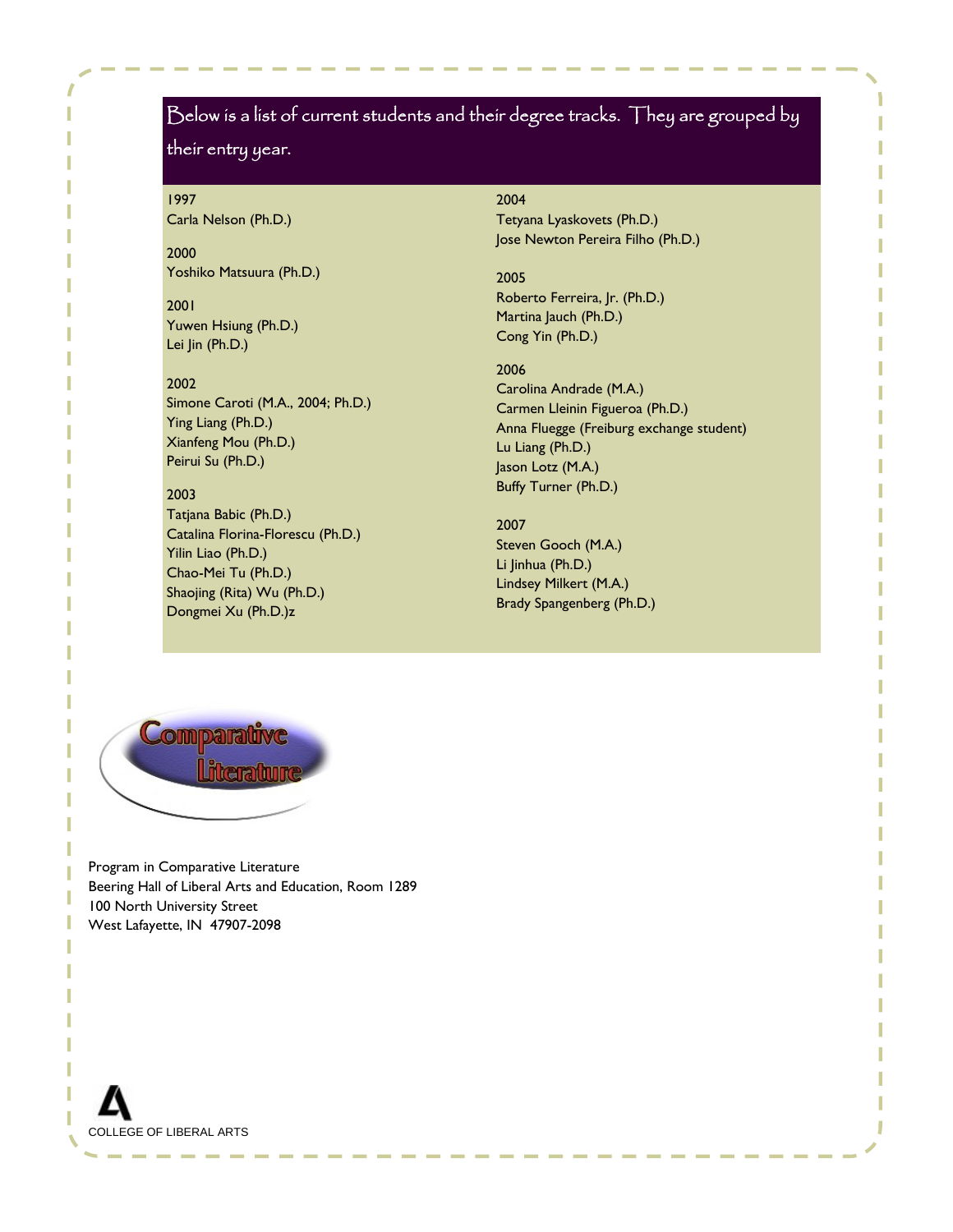Below is a list of current students and their degree tracks. They are grouped by their entry year.

1997
Carla Nelson (Ph.D.)

2000
Yoshiko Matsuura (Ph.D.)

2001
Yuwen Hsiung (Ph.D.)
Lei Jin (Ph.D.)

2002
Simone Caroti (M.A., 2004; Ph.D.)
Ying Liang (Ph.D.)
Xianfeng Mou (Ph.D.)
Peirui Su (Ph.D.)

2003
Tatjana Babic (Ph.D.)
Catalina Florina-Florescu (Ph.D.)
Yilin Liao (Ph.D.)
Chao-Mei Tu (Ph.D.)
Shaojing (Rita) Wu (Ph.D.)
Dongmei Xu (Ph.D.)z

2004
Tetyana Lyaskovets (Ph.D.)
Jose Newton Pereira Filho (Ph.D.)

2005
Roberto Ferreira, Jr. (Ph.D.)
Martina Jauch (Ph.D.)
Cong Yin (Ph.D.)

2006
Carolina Andrade (M.A.)
Carmen Lleinin Figueroa (Ph.D.)
Anna Fluegge (Freiburg exchange student)
Lu Liang (Ph.D.)
Jason Lotz (M.A.)
Buffy Turner (Ph.D.)

2007
Steven Gooch (M.A.)
Li Jinhua (Ph.D.)
Lindsey Milkert (M.A.)
Brady Spangenberg (Ph.D.)

Comparative Literature

Program in Comparative Literature
Beering Hall of Liberal Arts and Education, Room 1289
100 North University Street
West Lafayette, IN 47907-2098

COLLEGE OF LIBERAL ARTS